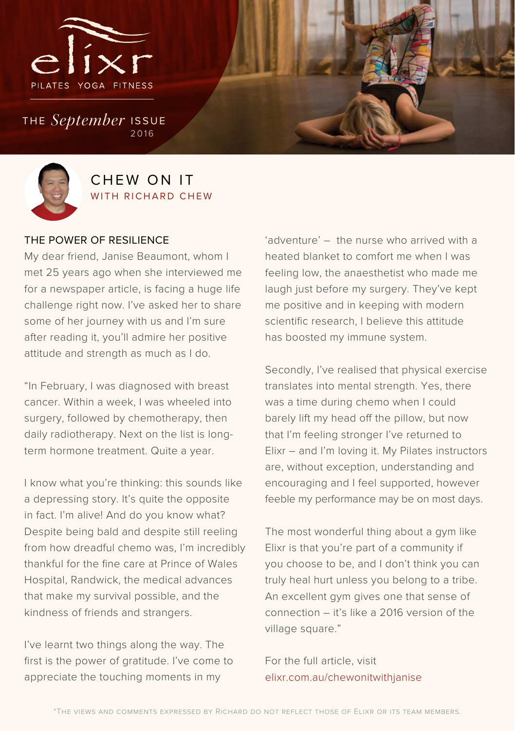elixr

PILATES YOGA FITNESS

THE *September* ISSUE 2016

# CHEW ON IT

## WITH RICHARD CHEW

### THE POWER OF RESILIENCE

My dear friend, Janise Beaumont, whom I met 25 years ago when she interviewed me for a newspaper article, is facing a huge life challenge right now. I've asked her to share some of her journey with us and I'm sure after reading it, you'll admire her positive attitude and strength as much as I do.

"In February, I was diagnosed with breast cancer. Within a week, I was wheeled into surgery, followed by chemotherapy, then daily radiotherapy. Next on the list is long-term hormone treatment. Quite a year.

I know what you're thinking: this sounds like a depressing story. It's quite the opposite in fact. I'm alive! And do you know what? Despite being bald and despite still reeling from how dreadful chemo was, I'm incredibly thankful for the fine care at Prince of Wales Hospital, Randwick, the medical advances that make my survival possible, and the kindness of friends and strangers.

I've learnt two things along the way. The first is the power of gratitude. I've come to appreciate the touching moments in my 'adventure' – the nurse who arrived with a heated blanket to comfort me when I was feeling low, the anaesthetist who made me laugh just before my surgery. They've kept me positive and in keeping with modern scientific research, I believe this attitude has boosted my immune system.

Secondly, I've realised that physical exercise translates into mental strength. Yes, there was a time during chemo when I could barely lift my head off the pillow, but now that I'm feeling stronger I've returned to Elixr – and I'm loving it. My Pilates instructors are, without exception, understanding and encouraging and I feel supported, however feeble my performance may be on most days.

The most wonderful thing about a gym like Elixr is that you're part of a community if you choose to be, and I don't think you can truly heal hurt unless you belong to a tribe. An excellent gym gives one that sense of connection – it's like a 2016 version of the village square."

For the full article, visit elixr.com.au/chewonitwithjanise

*The views and comments expressed by Richard do not reflect those of Elixr or its team members.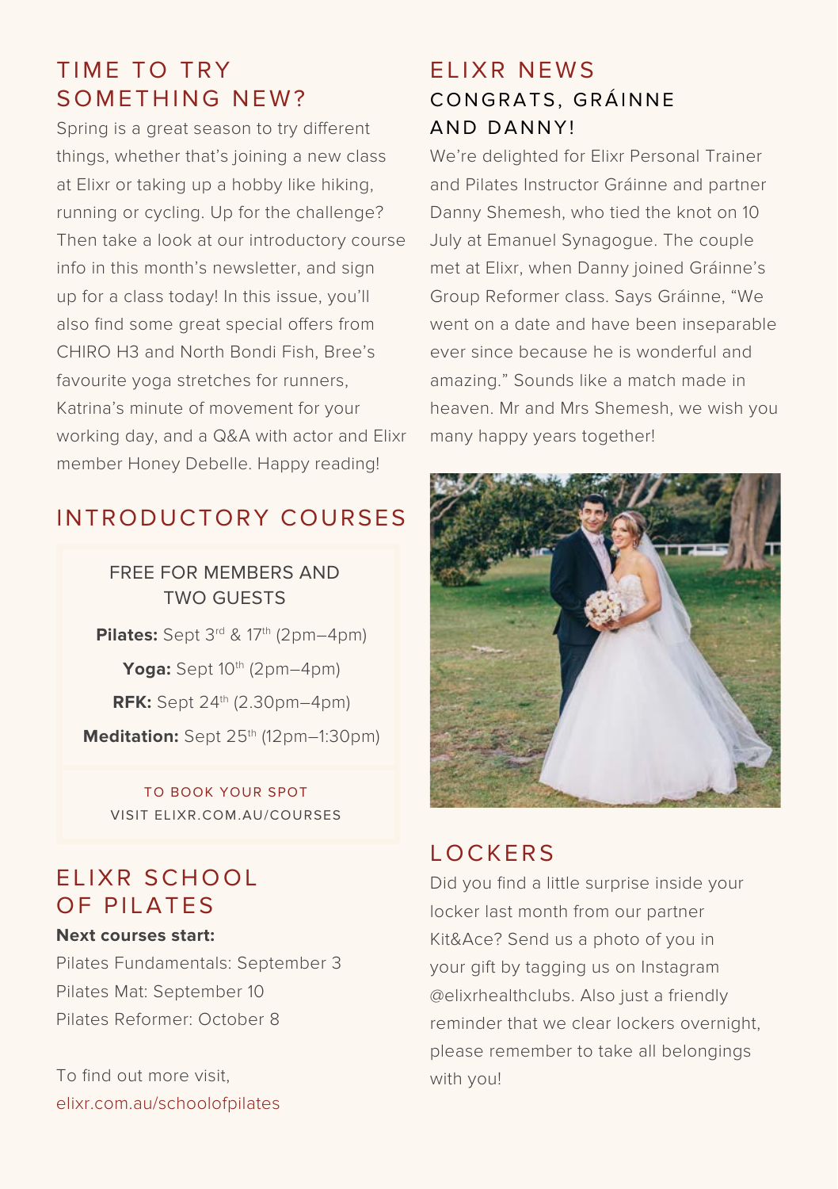## TIME TO TRY SOMETHING NEW?

Spring is a great season to try different things, whether that's joining a new class at Elixr or taking up a hobby like hiking, running or cycling. Up for the challenge? Then take a look at our introductory course info in this month's newsletter, and sign up for a class today! In this issue, you'll also find some great special offers from CHIRO H3 and North Bondi Fish, Bree's favourite yoga stretches for runners, Katrina's minute of movement for your working day, and a Q&A with actor and Elixr member Honey Debelle. Happy reading!

## INTRODUCTORY COURSES

FREE FOR MEMBERS AND TWO GUESTS

**Pilates:** Sept 3rd & 17th (2pm–4pm)

**Yoga:** Sept 10th (2pm–4pm)

**RFK:** Sept 24th (2.30pm–4pm)

**Meditation:** Sept 25th (12pm–1:30pm)

TO BOOK YOUR SPOT
VISIT ELIXR.COM.AU/COURSES

## ELIXR SCHOOL OF PILATES

**Next courses start:**

Pilates Fundamentals: September 3
Pilates Mat: September 10
Pilates Reformer: October 8

To find out more visit,
elixr.com.au/schoolofpilates

## ELIXR NEWS

### CONGRATS, GRÁINNE AND DANNY!

We're delighted for Elixr Personal Trainer and Pilates Instructor Gráinne and partner Danny Shemesh, who tied the knot on 10 July at Emanuel Synagogue. The couple met at Elixr, when Danny joined Gráinne's Group Reformer class. Says Gráinne, "We went on a date and have been inseparable ever since because he is wonderful and amazing." Sounds like a match made in heaven. Mr and Mrs Shemesh, we wish you many happy years together!

## LOCKERS

Did you find a little surprise inside your locker last month from our partner Kit&Ace? Send us a photo of you in your gift by tagging us on Instagram @elixrhealthclubs. Also just a friendly reminder that we clear lockers overnight, please remember to take all belongings with you!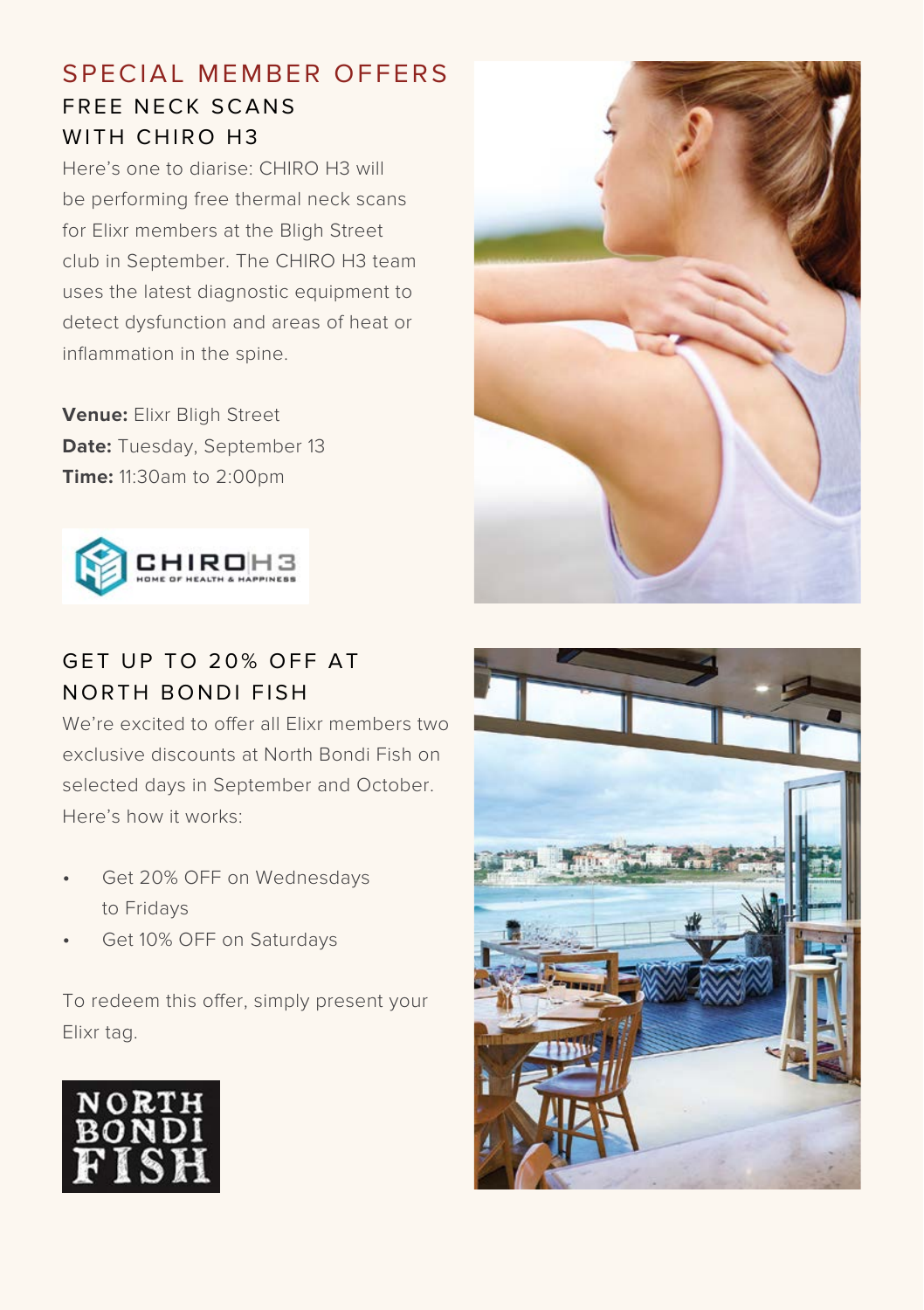# SPECIAL MEMBER OFFERS

## FREE NECK SCANS WITH CHIRO H3

Here's one to diarise: CHIRO H3 will be performing free thermal neck scans for Elixr members at the Bligh Street club in September. The CHIRO H3 team uses the latest diagnostic equipment to detect dysfunction and areas of heat or inflammation in the spine.

**Venue:** Elixr Bligh Street
**Date:** Tuesday, September 13
**Time:** 11:30am to 2:00pm

CHIRO H3 HOME OF HEALTH & HAPPINESS

## GET UP TO 20% OFF AT NORTH BONDI FISH

We're excited to offer all Elixr members two exclusive discounts at North Bondi Fish on selected days in September and October. Here's how it works:

- Get 20% OFF on Wednesdays to Fridays
- Get 10% OFF on Saturdays

To redeem this offer, simply present your Elixr tag.

NORTH BONDI FISH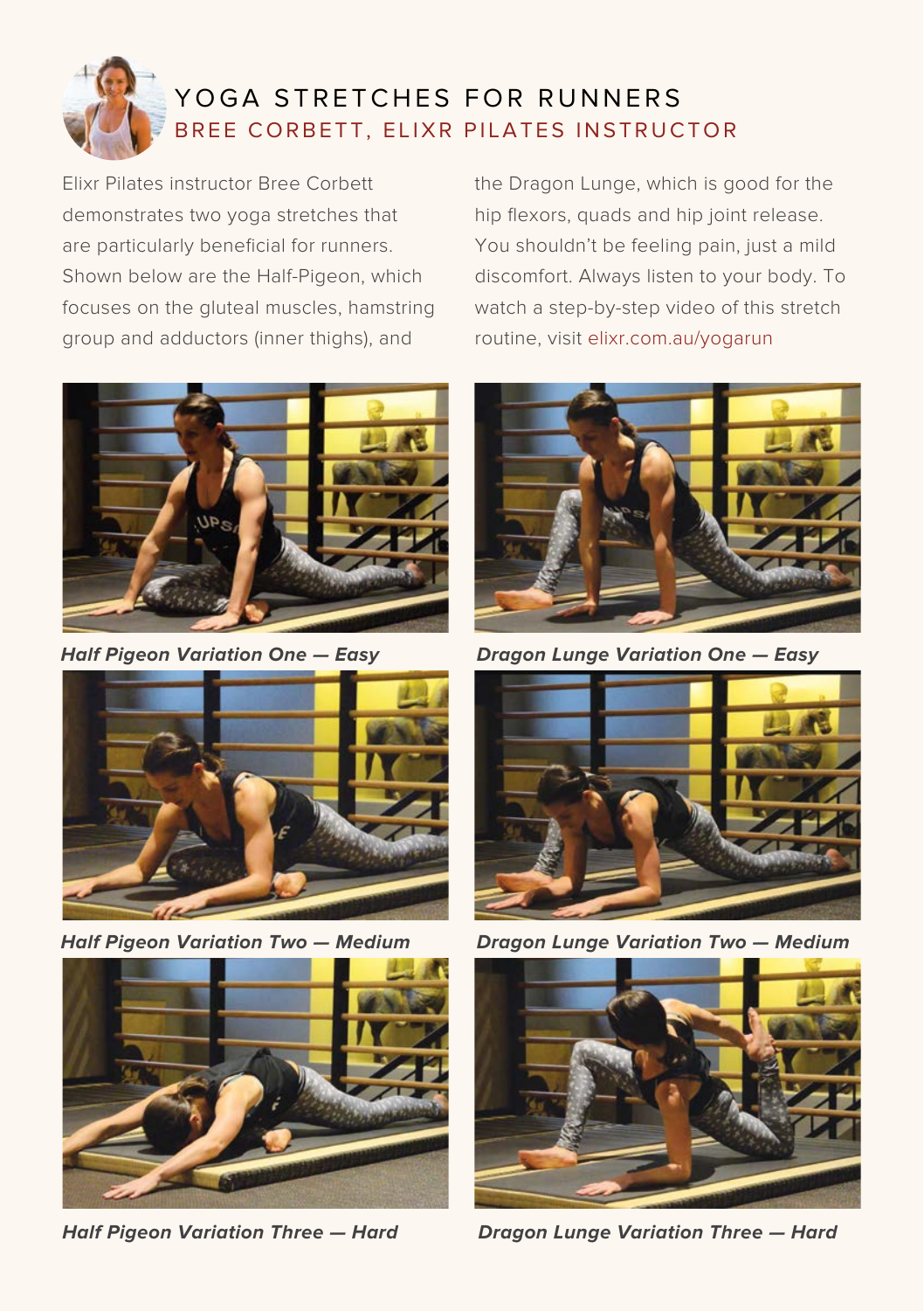# YOGA STRETCHES FOR RUNNERS

## BREE CORBETT, ELIXR PILATES INSTRUCTOR

Elixr Pilates instructor Bree Corbett demonstrates two yoga stretches that are particularly beneficial for runners. Shown below are the Half-Pigeon, which focuses on the gluteal muscles, hamstring group and adductors (inner thighs), and the Dragon Lunge, which is good for the hip flexors, quads and hip joint release. You shouldn't be feeling pain, just a mild discomfort. Always listen to your body. To watch a step-by-step video of this stretch routine, visit elixr.com.au/yogarun

***Half Pigeon Variation One — Easy***

***Dragon Lunge Variation One — Easy***

***Half Pigeon Variation Two — Medium***

***Dragon Lunge Variation Two — Medium***

***Half Pigeon Variation Three — Hard***

***Dragon Lunge Variation Three — Hard***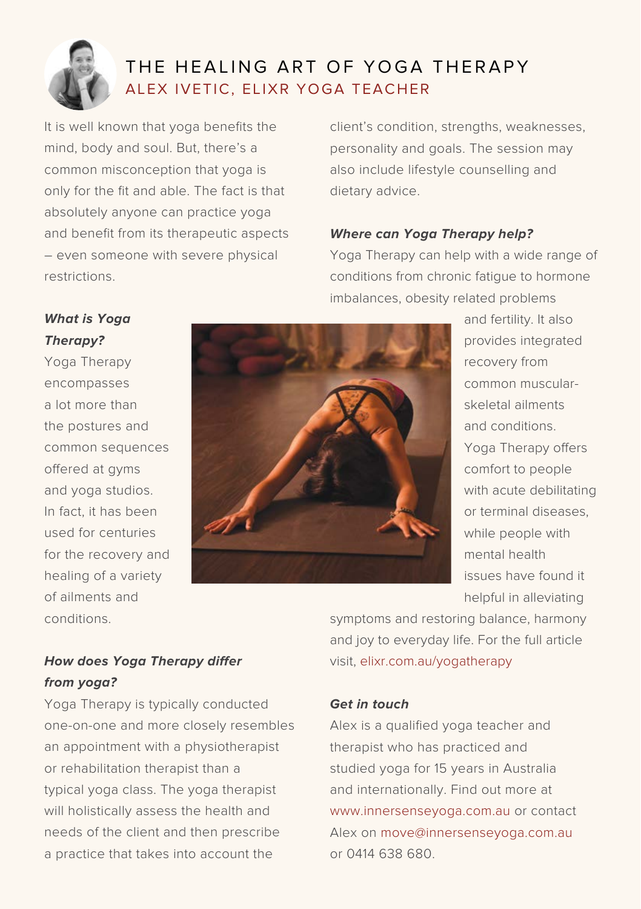# THE HEALING ART OF YOGA THERAPY

## ALEX IVETIC, ELIXR YOGA TEACHER

It is well known that yoga benefits the mind, body and soul. But, there's a common misconception that yoga is only for the fit and able. The fact is that absolutely anyone can practice yoga and benefit from its therapeutic aspects – even someone with severe physical restrictions.

### *What is Yoga Therapy?*

Yoga Therapy encompasses a lot more than the postures and common sequences offered at gyms and yoga studios. In fact, it has been used for centuries for the recovery and healing of a variety of ailments and conditions.

### *How does Yoga Therapy differ from yoga?*

Yoga Therapy is typically conducted one-on-one and more closely resembles an appointment with a physiotherapist or rehabilitation therapist than a typical yoga class. The yoga therapist will holistically assess the health and needs of the client and then prescribe a practice that takes into account the client's condition, strengths, weaknesses, personality and goals. The session may also include lifestyle counselling and dietary advice.

### *Where can Yoga Therapy help?*

Yoga Therapy can help with a wide range of conditions from chronic fatigue to hormone imbalances, obesity related problems and fertility. It also provides integrated recovery from common muscular-skeletal ailments and conditions. Yoga Therapy offers comfort to people with acute debilitating or terminal diseases, while people with mental health issues have found it helpful in alleviating symptoms and restoring balance, harmony and joy to everyday life. For the full article visit, elixr.com.au/yogatherapy

### *Get in touch*

Alex is a qualified yoga teacher and therapist who has practiced and studied yoga for 15 years in Australia and internationally. Find out more at www.innersenseyoga.com.au or contact Alex on move@innersenseyoga.com.au or 0414 638 680.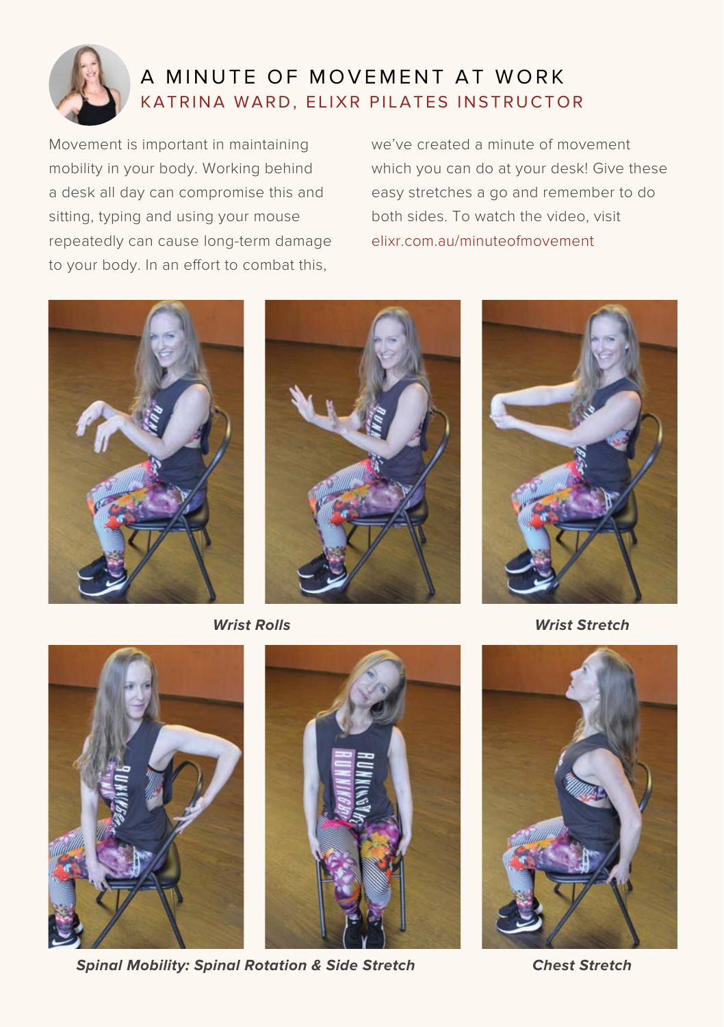# A MINUTE OF MOVEMENT AT WORK

## KATRINA WARD, ELIXR PILATES INSTRUCTOR

Movement is important in maintaining mobility in your body. Working behind a desk all day can compromise this and sitting, typing and using your mouse repeatedly can cause long-term damage to your body. In an effort to combat this, we've created a minute of movement which you can do at your desk! Give these easy stretches a go and remember to do both sides. To watch the video, visit elixr.com.au/minuteofmovement

***Wrist Rolls***

***Wrist Stretch***

***Spinal Mobility: Spinal Rotation & Side Stretch***

***Chest Stretch***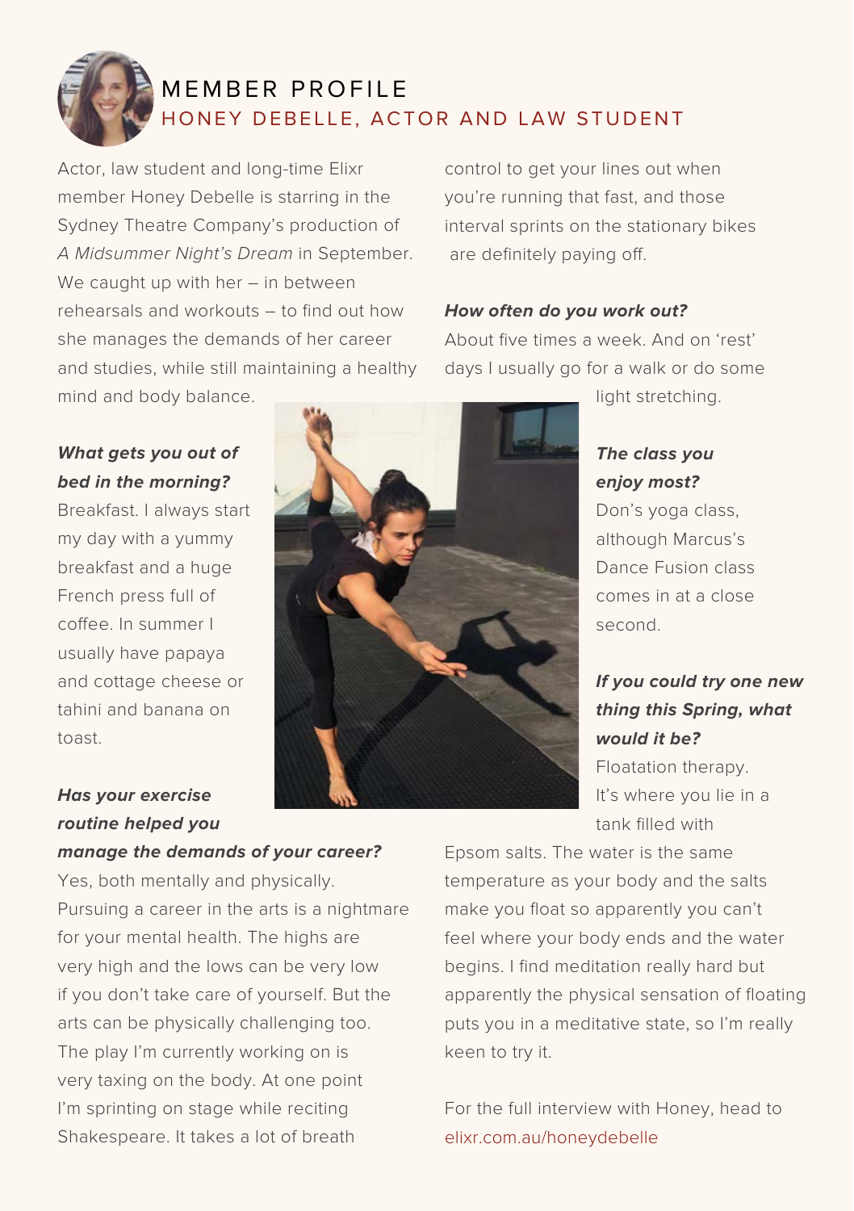# MEMBER PROFILE

## HONEY DEBELLE, ACTOR AND LAW STUDENT

Actor, law student and long-time Elixr member Honey Debelle is starring in the Sydney Theatre Company's production of *A Midsummer Night's Dream* in September. We caught up with her – in between rehearsals and workouts – to find out how she manages the demands of her career and studies, while still maintaining a healthy mind and body balance.

***What gets you out of bed in the morning?***

Breakfast. I always start my day with a yummy breakfast and a huge French press full of coffee. In summer I usually have papaya and cottage cheese or tahini and banana on toast.

***Has your exercise routine helped you manage the demands of your career?***

Yes, both mentally and physically. Pursuing a career in the arts is a nightmare for your mental health. The highs are very high and the lows can be very low if you don't take care of yourself. But the arts can be physically challenging too. The play I'm currently working on is very taxing on the body. At one point I'm sprinting on stage while reciting Shakespeare. It takes a lot of breath control to get your lines out when you're running that fast, and those interval sprints on the stationary bikes are definitely paying off.

***How often do you work out?***

About five times a week. And on 'rest' days I usually go for a walk or do some light stretching.

***The class you enjoy most?***

Don's yoga class, although Marcus's Dance Fusion class comes in at a close second.

***If you could try one new thing this Spring, what would it be?***

Floatation therapy. It's where you lie in a tank filled with Epsom salts. The water is the same temperature as your body and the salts make you float so apparently you can't feel where your body ends and the water begins. I find meditation really hard but apparently the physical sensation of floating puts you in a meditative state, so I'm really keen to try it.

For the full interview with Honey, head to elixr.com.au/honeydebelle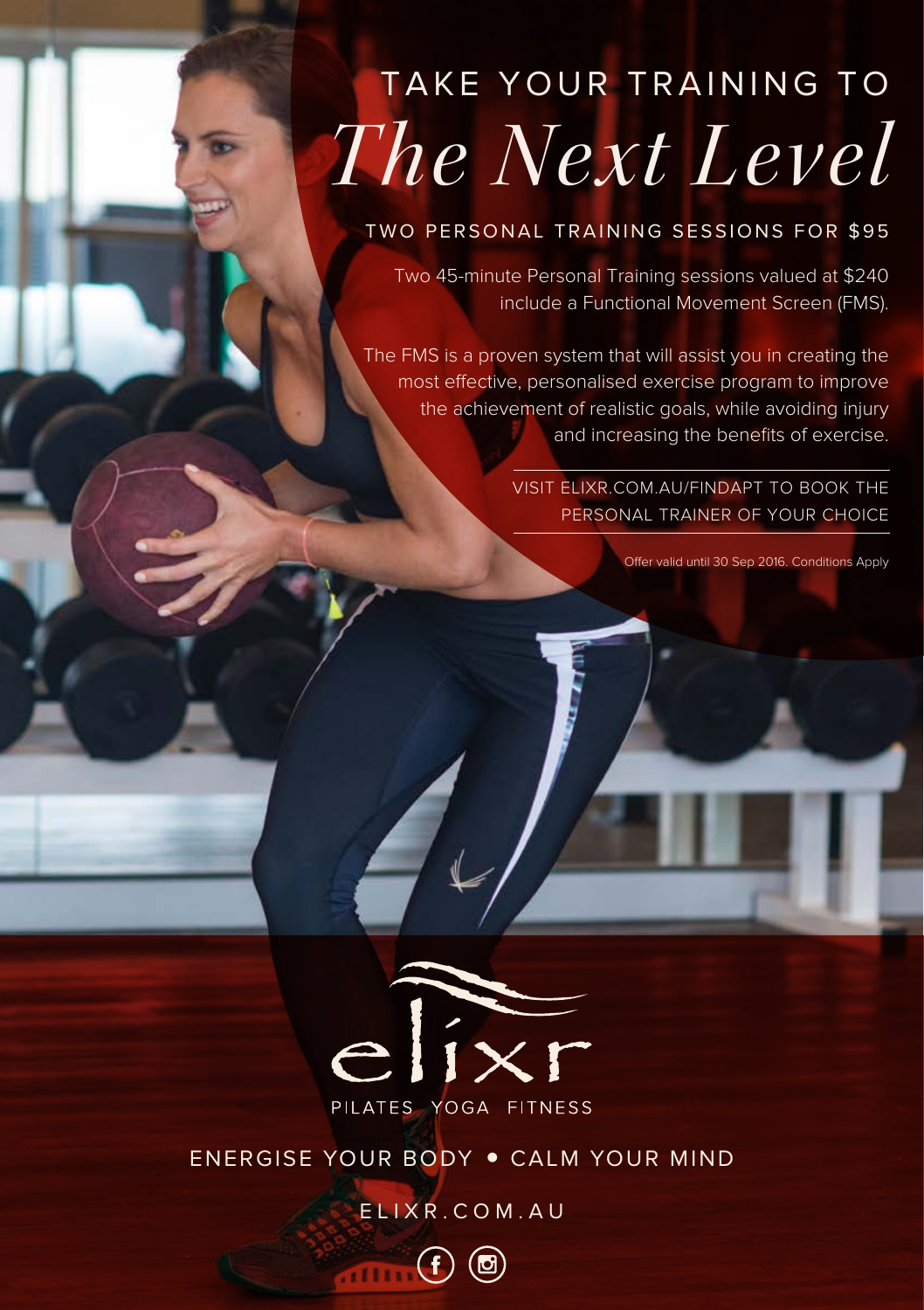# TAKE YOUR TRAINING TO *The Next Level*

## TWO PERSONAL TRAINING SESSIONS FOR $95

Two 45-minute Personal Training sessions valued at $240 include a Functional Movement Screen (FMS).

The FMS is a proven system that will assist you in creating the most effective, personalised exercise program to improve the achievement of realistic goals, while avoiding injury and increasing the benefits of exercise.

VISIT ELIXR.COM.AU/FINDAPT TO BOOK THE PERSONAL TRAINER OF YOUR CHOICE

Offer valid until 30 Sep 2016. Conditions Apply

elixr

PILATES YOGA FITNESS

ENERGISE YOUR BODY • CALM YOUR MIND

ELIXR.COM.AU